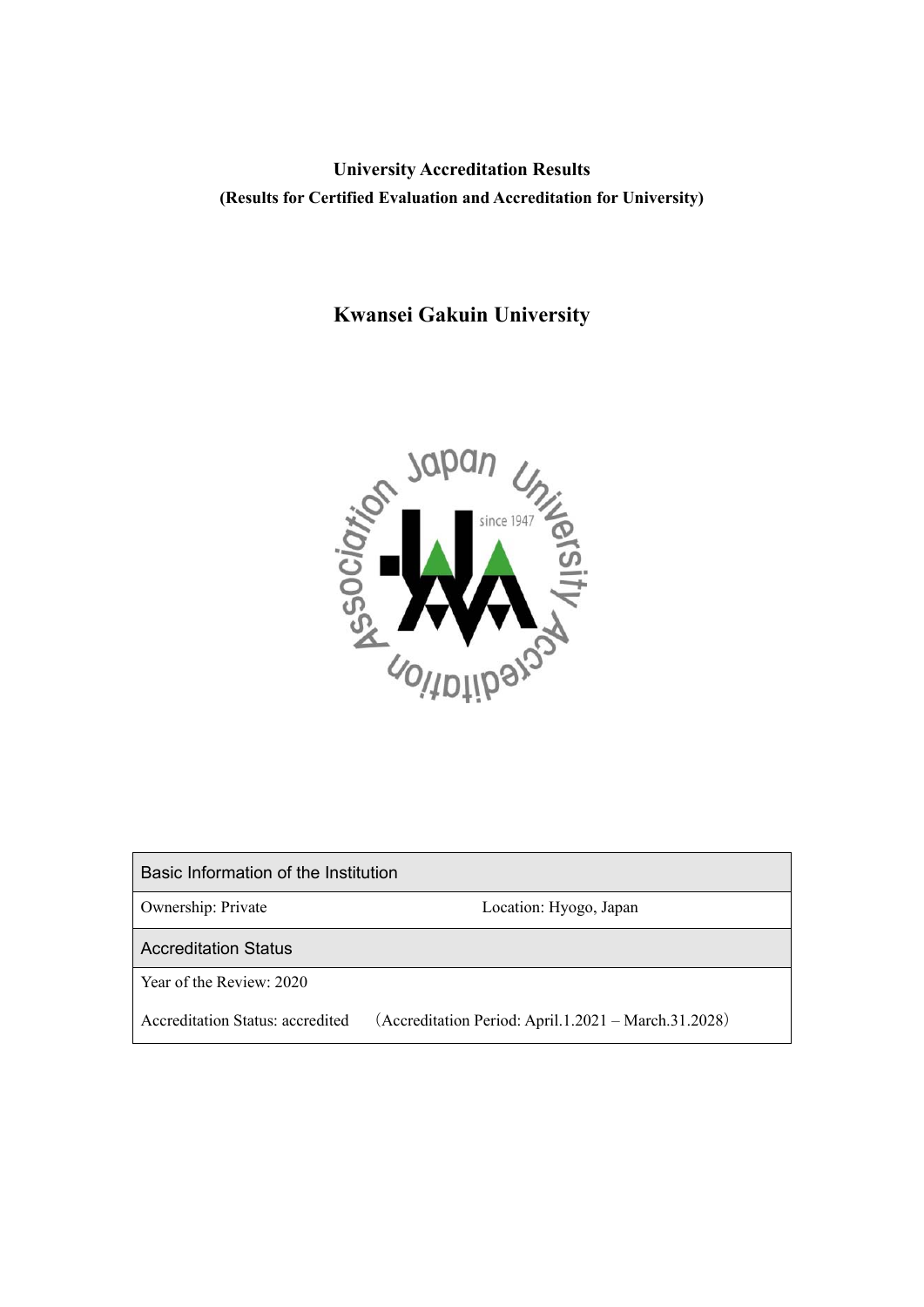**University Accreditation Results**

**(Results for Certified Evaluation and Accreditation for University)**

# Kwansei Gakuin University

| Basic Information of the Institution | |
| --- | --- |
| Ownership: Private | Location: Hyogo, Japan |
| **Accreditation Status** | |
| Year of the Review: 2020 | |
| Accreditation Status: accredited | （Accreditation Period: April.1.2021 – March.31.2028） |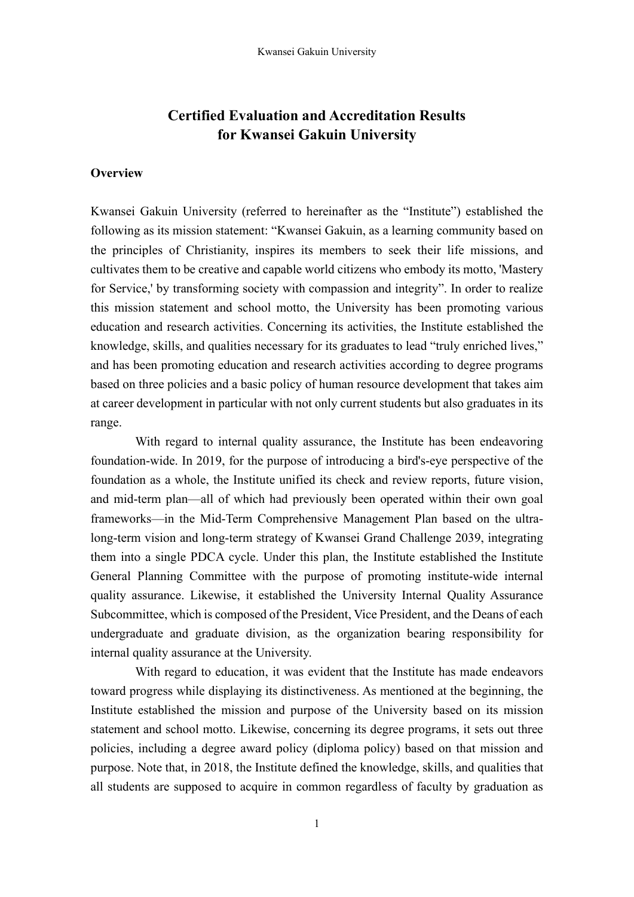# Certified Evaluation and Accreditation Results for Kwansei Gakuin University

## Overview

Kwansei Gakuin University (referred to hereinafter as the "Institute") established the following as its mission statement: "Kwansei Gakuin, as a learning community based on the principles of Christianity, inspires its members to seek their life missions, and cultivates them to be creative and capable world citizens who embody its motto, 'Mastery for Service,' by transforming society with compassion and integrity". In order to realize this mission statement and school motto, the University has been promoting various education and research activities. Concerning its activities, the Institute established the knowledge, skills, and qualities necessary for its graduates to lead "truly enriched lives," and has been promoting education and research activities according to degree programs based on three policies and a basic policy of human resource development that takes aim at career development in particular with not only current students but also graduates in its range.

With regard to internal quality assurance, the Institute has been endeavoring foundation-wide. In 2019, for the purpose of introducing a bird's-eye perspective of the foundation as a whole, the Institute unified its check and review reports, future vision, and mid-term plan—all of which had previously been operated within their own goal frameworks—in the Mid-Term Comprehensive Management Plan based on the ultra-long-term vision and long-term strategy of Kwansei Grand Challenge 2039, integrating them into a single PDCA cycle. Under this plan, the Institute established the Institute General Planning Committee with the purpose of promoting institute-wide internal quality assurance. Likewise, it established the University Internal Quality Assurance Subcommittee, which is composed of the President, Vice President, and the Deans of each undergraduate and graduate division, as the organization bearing responsibility for internal quality assurance at the University.

With regard to education, it was evident that the Institute has made endeavors toward progress while displaying its distinctiveness. As mentioned at the beginning, the Institute established the mission and purpose of the University based on its mission statement and school motto. Likewise, concerning its degree programs, it sets out three policies, including a degree award policy (diploma policy) based on that mission and purpose. Note that, in 2018, the Institute defined the knowledge, skills, and qualities that all students are supposed to acquire in common regardless of faculty by graduation as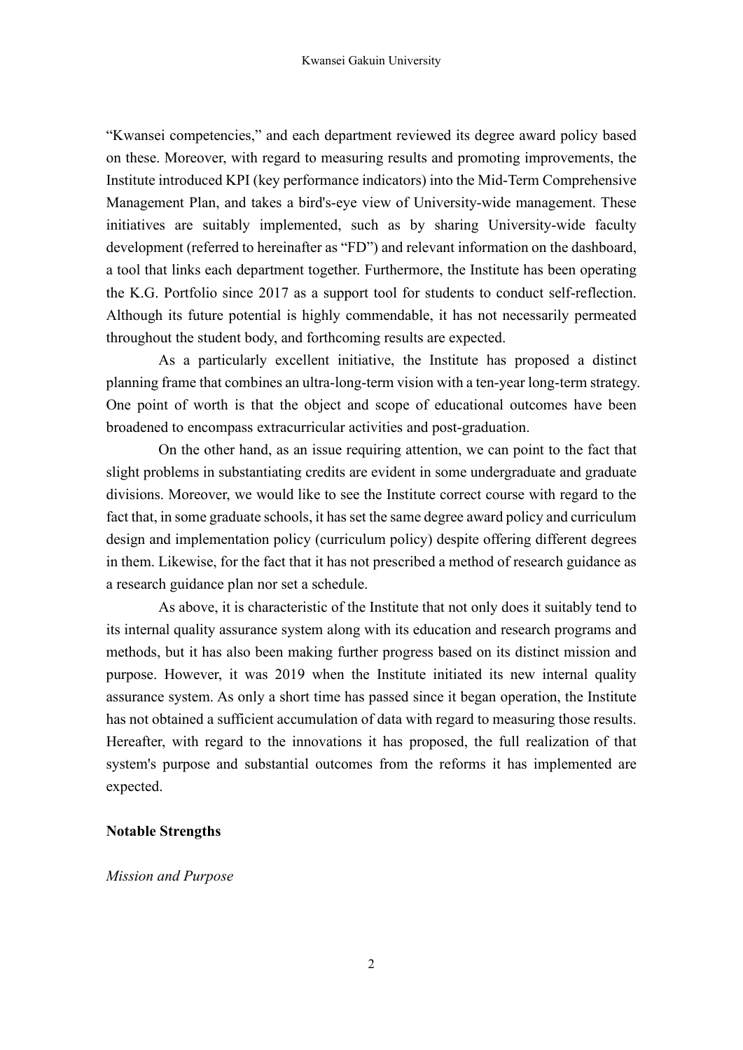"Kwansei competencies," and each department reviewed its degree award policy based on these. Moreover, with regard to measuring results and promoting improvements, the Institute introduced KPI (key performance indicators) into the Mid-Term Comprehensive Management Plan, and takes a bird's-eye view of University-wide management. These initiatives are suitably implemented, such as by sharing University-wide faculty development (referred to hereinafter as "FD") and relevant information on the dashboard, a tool that links each department together. Furthermore, the Institute has been operating the K.G. Portfolio since 2017 as a support tool for students to conduct self-reflection. Although its future potential is highly commendable, it has not necessarily permeated throughout the student body, and forthcoming results are expected.

As a particularly excellent initiative, the Institute has proposed a distinct planning frame that combines an ultra-long-term vision with a ten-year long-term strategy. One point of worth is that the object and scope of educational outcomes have been broadened to encompass extracurricular activities and post-graduation.

On the other hand, as an issue requiring attention, we can point to the fact that slight problems in substantiating credits are evident in some undergraduate and graduate divisions. Moreover, we would like to see the Institute correct course with regard to the fact that, in some graduate schools, it has set the same degree award policy and curriculum design and implementation policy (curriculum policy) despite offering different degrees in them. Likewise, for the fact that it has not prescribed a method of research guidance as a research guidance plan nor set a schedule.

As above, it is characteristic of the Institute that not only does it suitably tend to its internal quality assurance system along with its education and research programs and methods, but it has also been making further progress based on its distinct mission and purpose. However, it was 2019 when the Institute initiated its new internal quality assurance system. As only a short time has passed since it began operation, the Institute has not obtained a sufficient accumulation of data with regard to measuring those results. Hereafter, with regard to the innovations it has proposed, the full realization of that system's purpose and substantial outcomes from the reforms it has implemented are expected.

## Notable Strengths

*Mission and Purpose*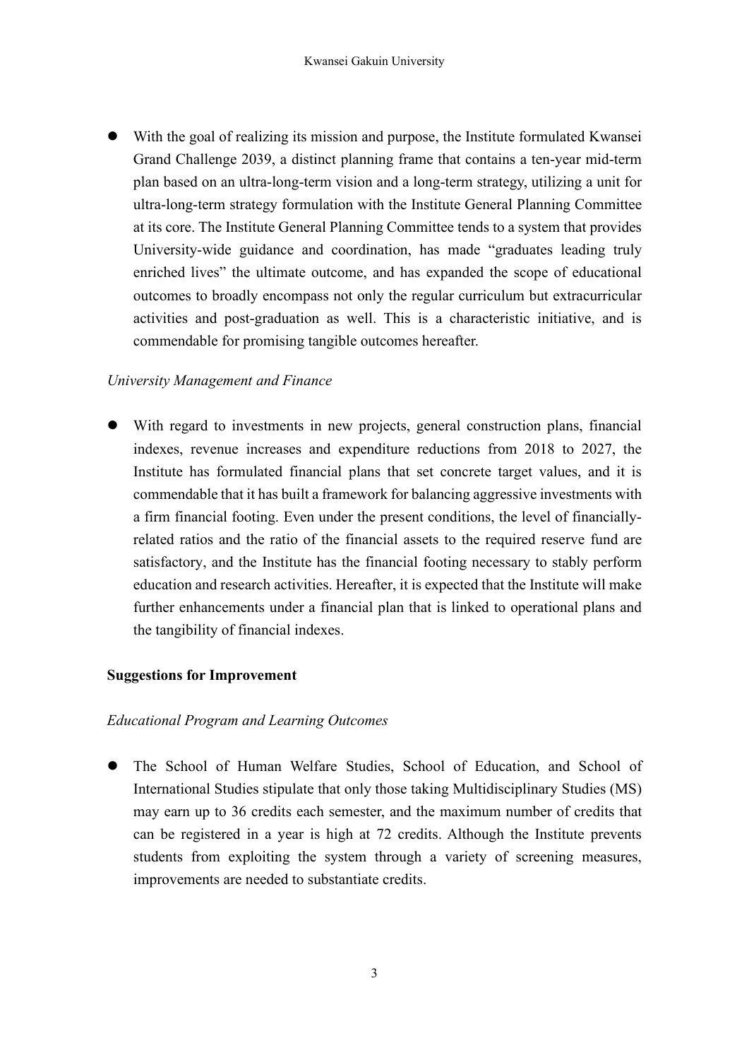- With the goal of realizing its mission and purpose, the Institute formulated Kwansei Grand Challenge 2039, a distinct planning frame that contains a ten-year mid-term plan based on an ultra-long-term vision and a long-term strategy, utilizing a unit for ultra-long-term strategy formulation with the Institute General Planning Committee at its core. The Institute General Planning Committee tends to a system that provides University-wide guidance and coordination, has made "graduates leading truly enriched lives" the ultimate outcome, and has expanded the scope of educational outcomes to broadly encompass not only the regular curriculum but extracurricular activities and post-graduation as well. This is a characteristic initiative, and is commendable for promising tangible outcomes hereafter.

*University Management and Finance*

- With regard to investments in new projects, general construction plans, financial indexes, revenue increases and expenditure reductions from 2018 to 2027, the Institute has formulated financial plans that set concrete target values, and it is commendable that it has built a framework for balancing aggressive investments with a firm financial footing. Even under the present conditions, the level of financially-related ratios and the ratio of the financial assets to the required reserve fund are satisfactory, and the Institute has the financial footing necessary to stably perform education and research activities. Hereafter, it is expected that the Institute will make further enhancements under a financial plan that is linked to operational plans and the tangibility of financial indexes.

**Suggestions for Improvement**

*Educational Program and Learning Outcomes*

- The School of Human Welfare Studies, School of Education, and School of International Studies stipulate that only those taking Multidisciplinary Studies (MS) may earn up to 36 credits each semester, and the maximum number of credits that can be registered in a year is high at 72 credits. Although the Institute prevents students from exploiting the system through a variety of screening measures, improvements are needed to substantiate credits.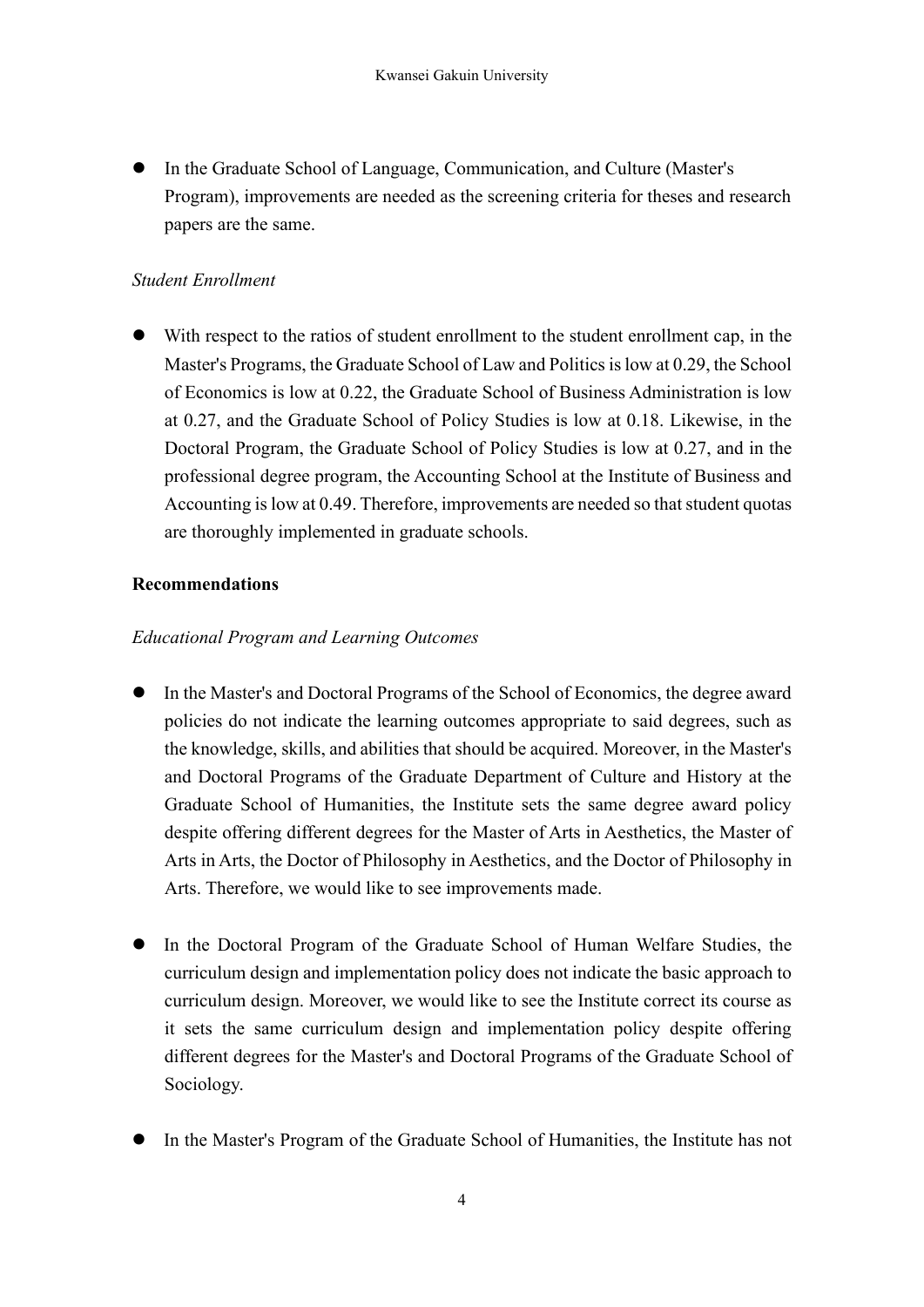- In the Graduate School of Language, Communication, and Culture (Master's Program), improvements are needed as the screening criteria for theses and research papers are the same.

*Student Enrollment*

- With respect to the ratios of student enrollment to the student enrollment cap, in the Master's Programs, the Graduate School of Law and Politics is low at 0.29, the School of Economics is low at 0.22, the Graduate School of Business Administration is low at 0.27, and the Graduate School of Policy Studies is low at 0.18. Likewise, in the Doctoral Program, the Graduate School of Policy Studies is low at 0.27, and in the professional degree program, the Accounting School at the Institute of Business and Accounting is low at 0.49. Therefore, improvements are needed so that student quotas are thoroughly implemented in graduate schools.

**Recommendations**

*Educational Program and Learning Outcomes*

- In the Master's and Doctoral Programs of the School of Economics, the degree award policies do not indicate the learning outcomes appropriate to said degrees, such as the knowledge, skills, and abilities that should be acquired. Moreover, in the Master's and Doctoral Programs of the Graduate Department of Culture and History at the Graduate School of Humanities, the Institute sets the same degree award policy despite offering different degrees for the Master of Arts in Aesthetics, the Master of Arts in Arts, the Doctor of Philosophy in Aesthetics, and the Doctor of Philosophy in Arts. Therefore, we would like to see improvements made.

- In the Doctoral Program of the Graduate School of Human Welfare Studies, the curriculum design and implementation policy does not indicate the basic approach to curriculum design. Moreover, we would like to see the Institute correct its course as it sets the same curriculum design and implementation policy despite offering different degrees for the Master's and Doctoral Programs of the Graduate School of Sociology.

- In the Master's Program of the Graduate School of Humanities, the Institute has not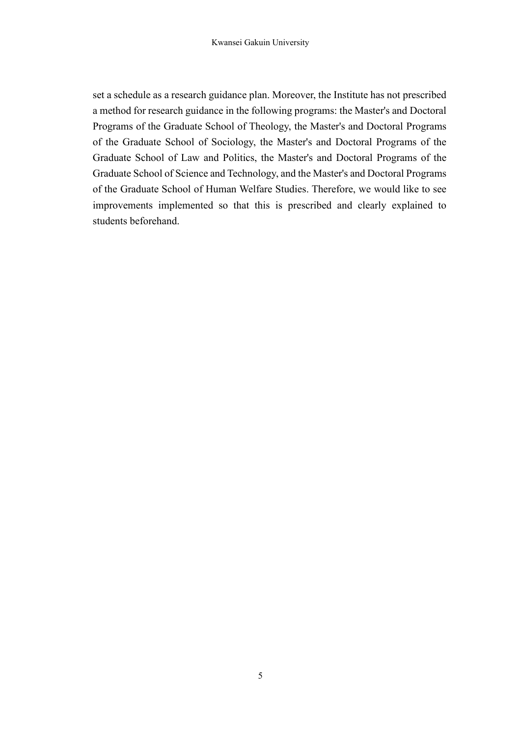set a schedule as a research guidance plan. Moreover, the Institute has not prescribed a method for research guidance in the following programs: the Master's and Doctoral Programs of the Graduate School of Theology, the Master's and Doctoral Programs of the Graduate School of Sociology, the Master's and Doctoral Programs of the Graduate School of Law and Politics, the Master's and Doctoral Programs of the Graduate School of Science and Technology, and the Master's and Doctoral Programs of the Graduate School of Human Welfare Studies. Therefore, we would like to see improvements implemented so that this is prescribed and clearly explained to students beforehand.